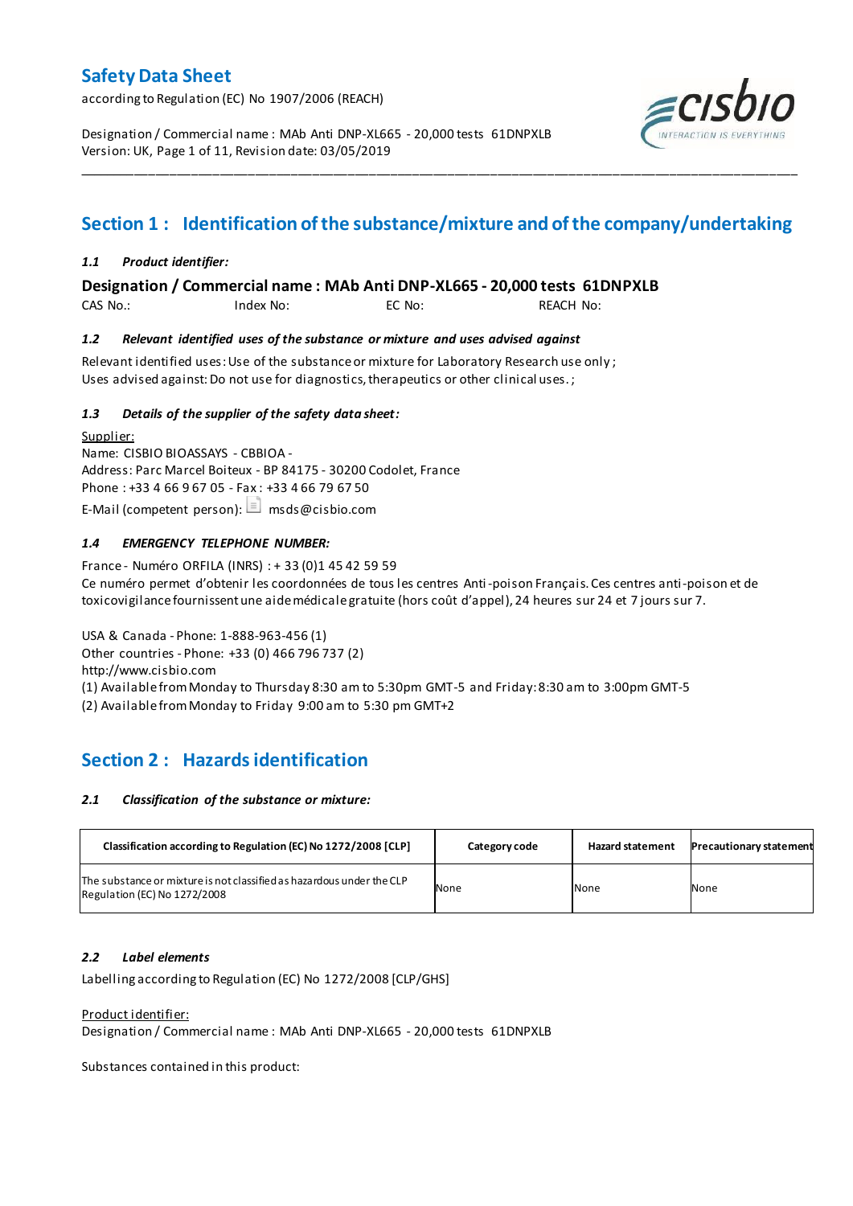# Safety Data Sheet

according to Regulation (EC) No 1907/2006 (REACH)

Designation / Commercial name : MAb Anti DNP-XL665 - 20,000 tests 61DNPXLB
Version: UK, Page 1 of 11, Revision date: 03/05/2019

## Section 1 : Identification of the substance/mixture and of the company/undertaking

### *1.1 Product identifier:*

**Designation / Commercial name : MAb Anti DNP-XL665 - 20,000 tests 61DNPXLB**

CAS No.: Index No: EC No: REACH No:

### *1.2 Relevant identified uses of the substance or mixture and uses advised against*

Relevant identified uses: Use of the substance or mixture for Laboratory Research use only ;
Uses advised against: Do not use for diagnostics, therapeutics or other clinical uses. ;

### *1.3 Details of the supplier of the safety data sheet:*

Supplier:
Name: CISBIO BIOASSAYS - CBBIOA -
Address: Parc Marcel Boiteux - BP 84175 - 30200 Codolet, France
Phone : +33 4 66 9 67 05 - Fax : +33 4 66 79 67 50
E-Mail (competent person): msds@cisbio.com

### *1.4 EMERGENCY TELEPHONE NUMBER:*

France - Numéro ORFILA (INRS) : + 33 (0)1 45 42 59 59
Ce numéro permet d'obtenir les coordonnées de tous les centres Anti-poison Français. Ces centres anti-poison et de toxicovigilance fournissent une aide médicale gratuite (hors coût d'appel), 24 heures sur 24 et 7 jours sur 7.

USA & Canada - Phone: 1-888-963-456 (1)
Other countries - Phone: +33 (0) 466 796 737 (2)
http://www.cisbio.com
(1) Available from Monday to Thursday 8:30 am to 5:30pm GMT-5 and Friday: 8:30 am to 3:00pm GMT-5
(2) Available from Monday to Friday 9:00 am to 5:30 pm GMT+2

## Section 2 : Hazards identification

### *2.1 Classification of the substance or mixture:*

| Classification according to Regulation (EC) No 1272/2008 [CLP] | Category code | Hazard statement | Precautionary statement |
|---|---|---|---|
| The substance or mixture is not classified as hazardous under the CLP Regulation (EC) No 1272/2008 | None | None | None |

### *2.2 Label elements*

Labelling according to Regulation (EC) No 1272/2008 [CLP/GHS]

Product identifier:
Designation / Commercial name : MAb Anti DNP-XL665 - 20,000 tests 61DNPXLB

Substances contained in this product: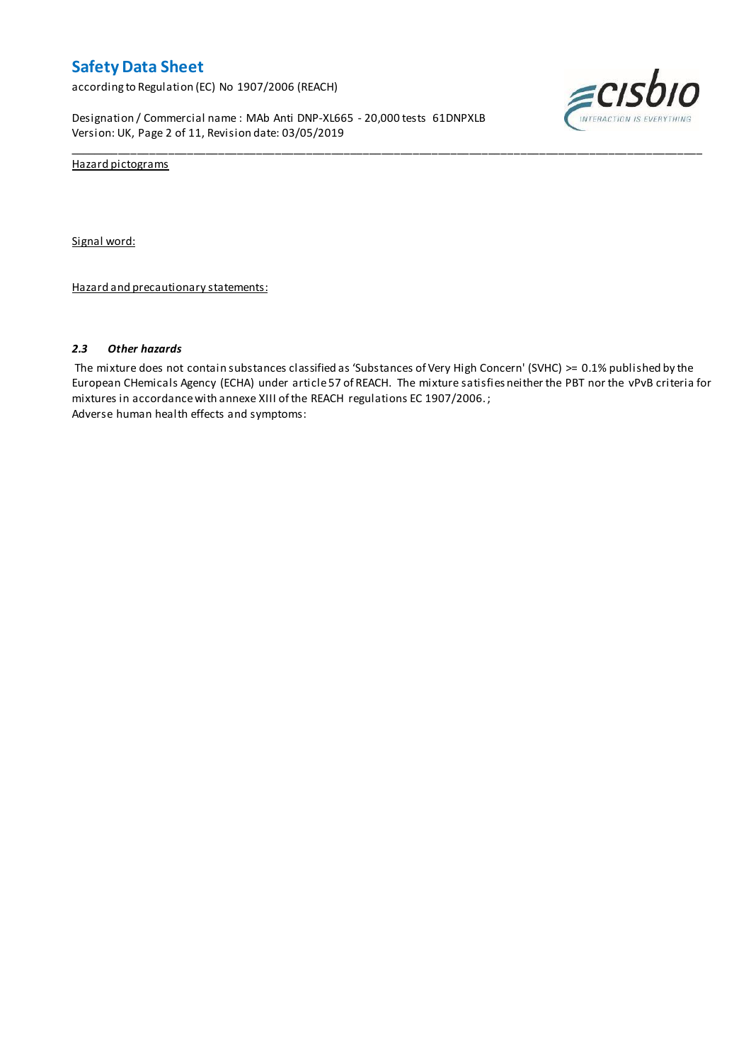Hazard pictograms

Signal word:

Hazard and precautionary statements:

### *2.3 Other hazards*

The mixture does not contain substances classified as 'Substances of Very High Concern' (SVHC) >= 0.1% published by the European CHemicals Agency (ECHA) under article 57 of REACH. The mixture satisfies neither the PBT nor the vPvB criteria for mixtures in accordance with annexe XIII of the REACH regulations EC 1907/2006.;
Adverse human health effects and symptoms: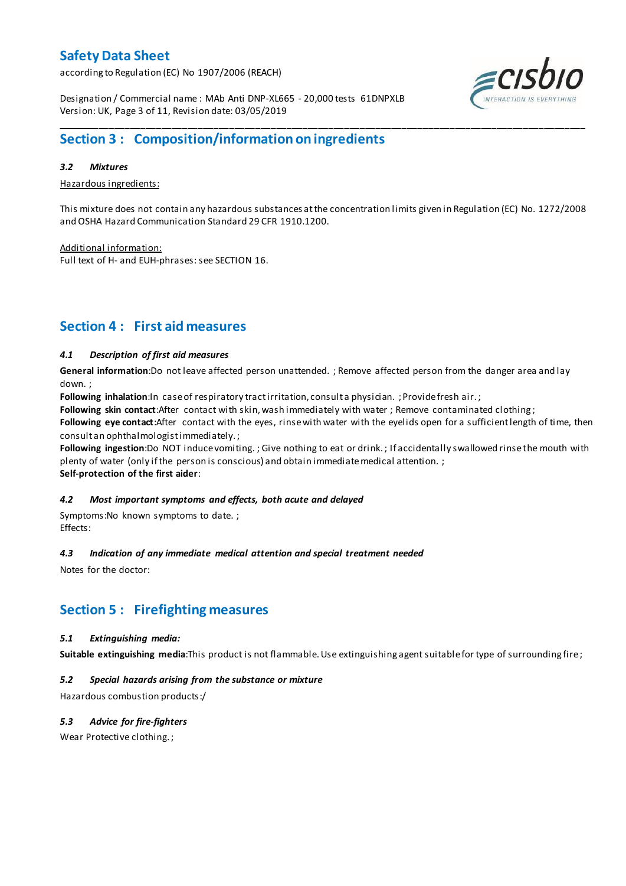## Section 3 : Composition/information on ingredients

### *3.2 Mixtures*

Hazardous ingredients:

This mixture does not contain any hazardous substances at the concentration limits given in Regulation (EC) No. 1272/2008 and OSHA Hazard Communication Standard 29 CFR 1910.1200.

Additional information:
Full text of H- and EUH-phrases: see SECTION 16.

## Section 4 : First aid measures

### *4.1 Description of first aid measures*

**General information**:Do not leave affected person unattended. ; Remove affected person from the danger area and lay down. ;
**Following inhalation**:In case of respiratory tract irritation, consult a physician. ; Provide fresh air. ;
**Following skin contact**:After contact with skin, wash immediately with water ; Remove contaminated clothing ;
**Following eye contact**:After contact with the eyes, rinse with water with the eyelids open for a sufficient length of time, then consult an ophthalmologist immediately. ;
**Following ingestion**:Do NOT induce vomiting. ; Give nothing to eat or drink. ; If accidentally swallowed rinse the mouth with plenty of water (only if the person is conscious) and obtain immediate medical attention. ;
**Self-protection of the first aider**:

### *4.2 Most important symptoms and effects, both acute and delayed*

Symptoms:No known symptoms to date. ;
Effects:

### *4.3 Indication of any immediate medical attention and special treatment needed*

Notes for the doctor:

## Section 5 : Firefighting measures

### *5.1 Extinguishing media:*

**Suitable extinguishing media**:This product is not flammable. Use extinguishing agent suitable for type of surrounding fire ;

### *5.2 Special hazards arising from the substance or mixture*

Hazardous combustion products:/

### *5.3 Advice for fire-fighters*

Wear Protective clothing. ;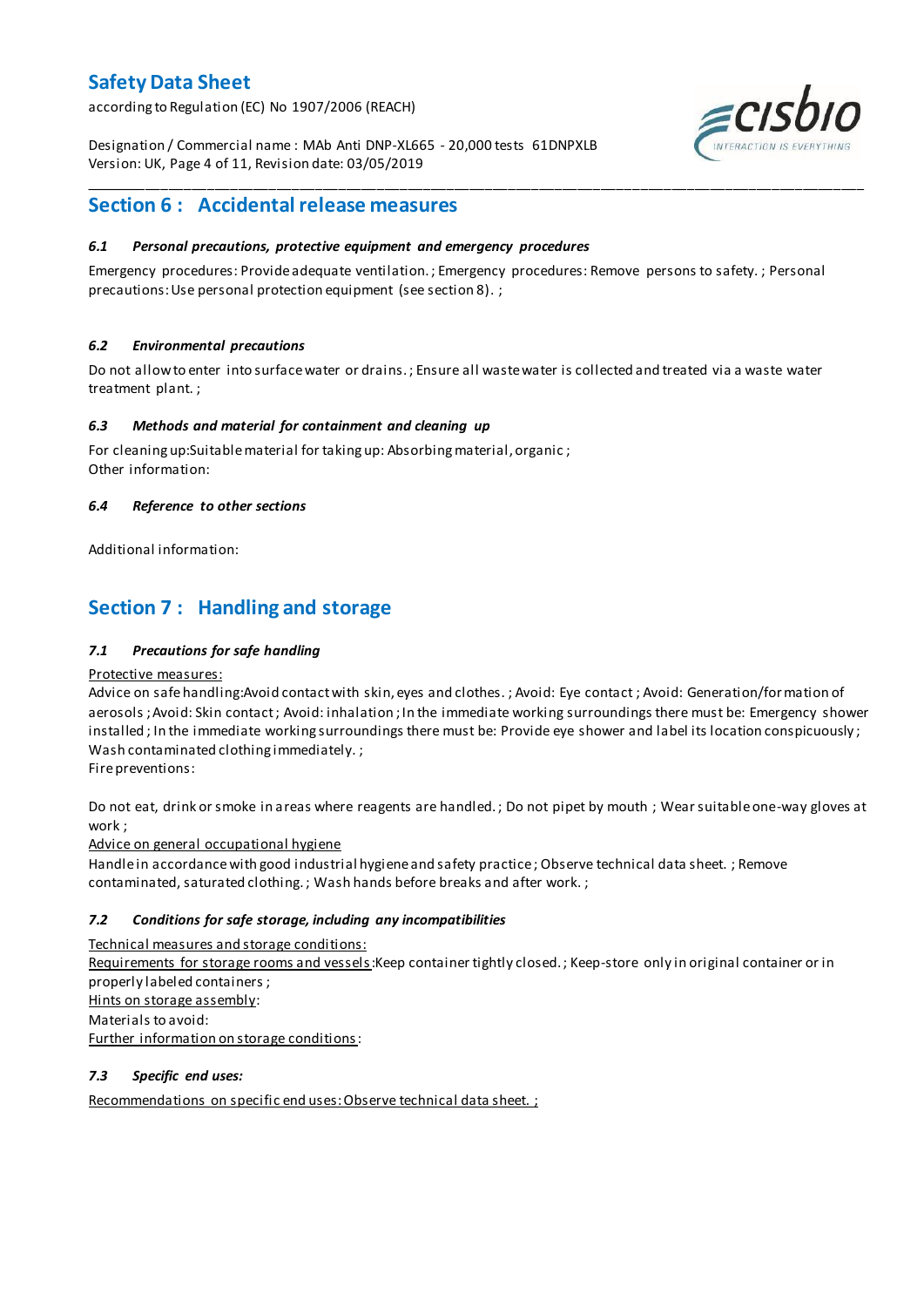## Section 6 : Accidental release measures

### *6.1 Personal precautions, protective equipment and emergency procedures*

Emergency procedures: Provide adequate ventilation. ; Emergency procedures: Remove persons to safety. ; Personal precautions: Use personal protection equipment (see section 8). ;

### *6.2 Environmental precautions*

Do not allow to enter into surface water or drains. ; Ensure all waste water is collected and treated via a waste water treatment plant. ;

### *6.3 Methods and material for containment and cleaning up*

For cleaning up:Suitable material for taking up: Absorbing material, organic ;
Other information:

### *6.4 Reference to other sections*

Additional information:

## Section 7 : Handling and storage

### *7.1 Precautions for safe handling*

Protective measures:
Advice on safe handling:Avoid contact with skin, eyes and clothes. ; Avoid: Eye contact ; Avoid: Generation/formation of aerosols ; Avoid: Skin contact ; Avoid: inhalation ; In the immediate working surroundings there must be: Emergency shower installed ; In the immediate working surroundings there must be: Provide eye shower and label its location conspicuously ; Wash contaminated clothing immediately. ;
Fire preventions:

Do not eat, drink or smoke in areas where reagents are handled. ; Do not pipet by mouth ; Wear suitable one-way gloves at work ;
Advice on general occupational hygiene
Handle in accordance with good industrial hygiene and safety practice ; Observe technical data sheet. ; Remove contaminated, saturated clothing. ; Wash hands before breaks and after work. ;

### *7.2 Conditions for safe storage, including any incompatibilities*

Technical measures and storage conditions:
Requirements for storage rooms and vessels:Keep container tightly closed. ; Keep-store only in original container or in properly labeled containers ;
Hints on storage assembly:
Materials to avoid:
Further information on storage conditions:

### *7.3 Specific end uses:*

Recommendations on specific end uses: Observe technical data sheet. ;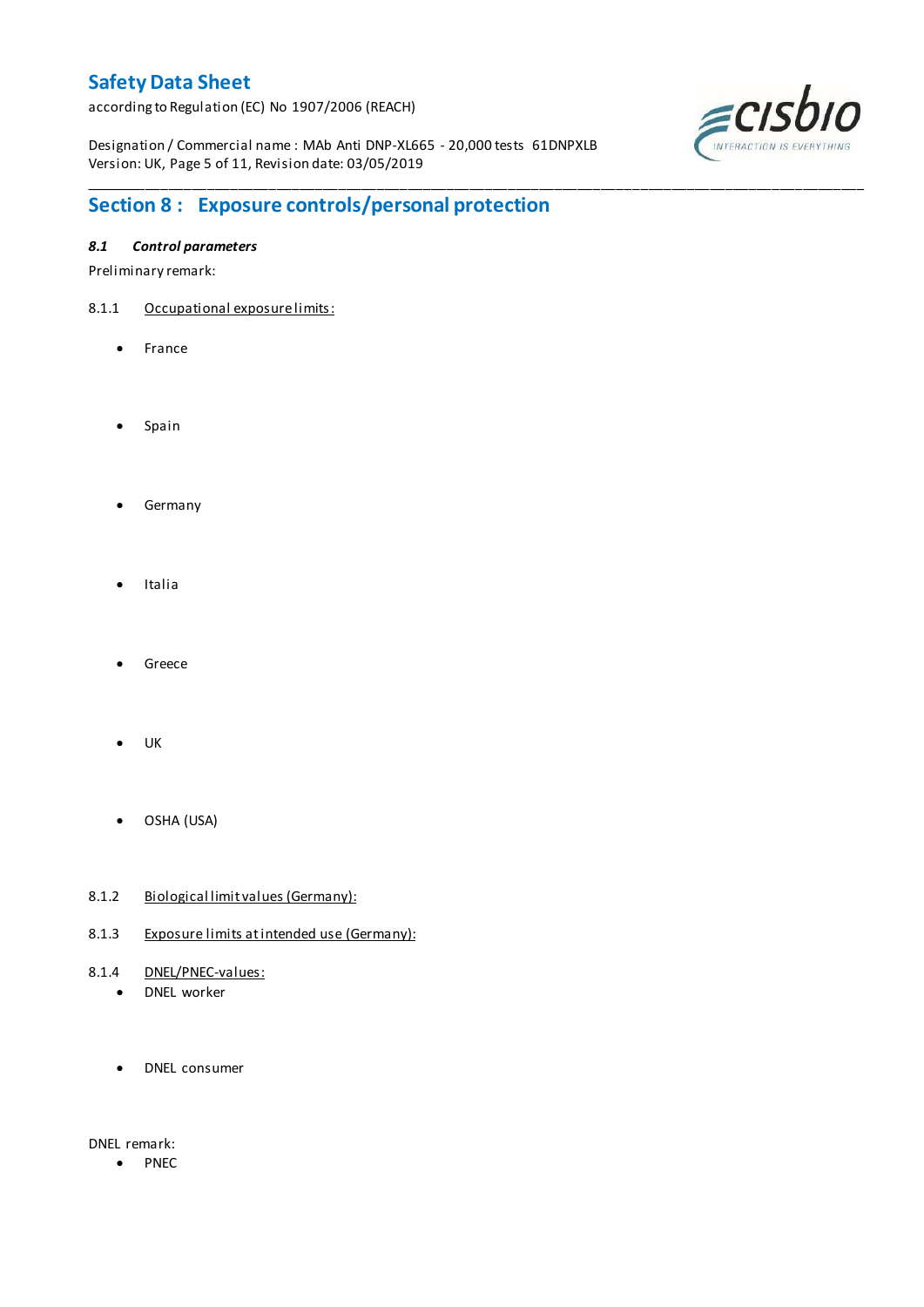## Section 8 : Exposure controls/personal protection

### *8.1 Control parameters*

Preliminary remark:

8.1.1 Occupational exposure limits:

- France
- Spain
- Germany
- Italia
- Greece
- UK
- OSHA (USA)

8.1.2 Biological limit values (Germany):

8.1.3 Exposure limits at intended use (Germany):

8.1.4 DNEL/PNEC-values:

- DNEL worker
- DNEL consumer

DNEL remark:

- PNEC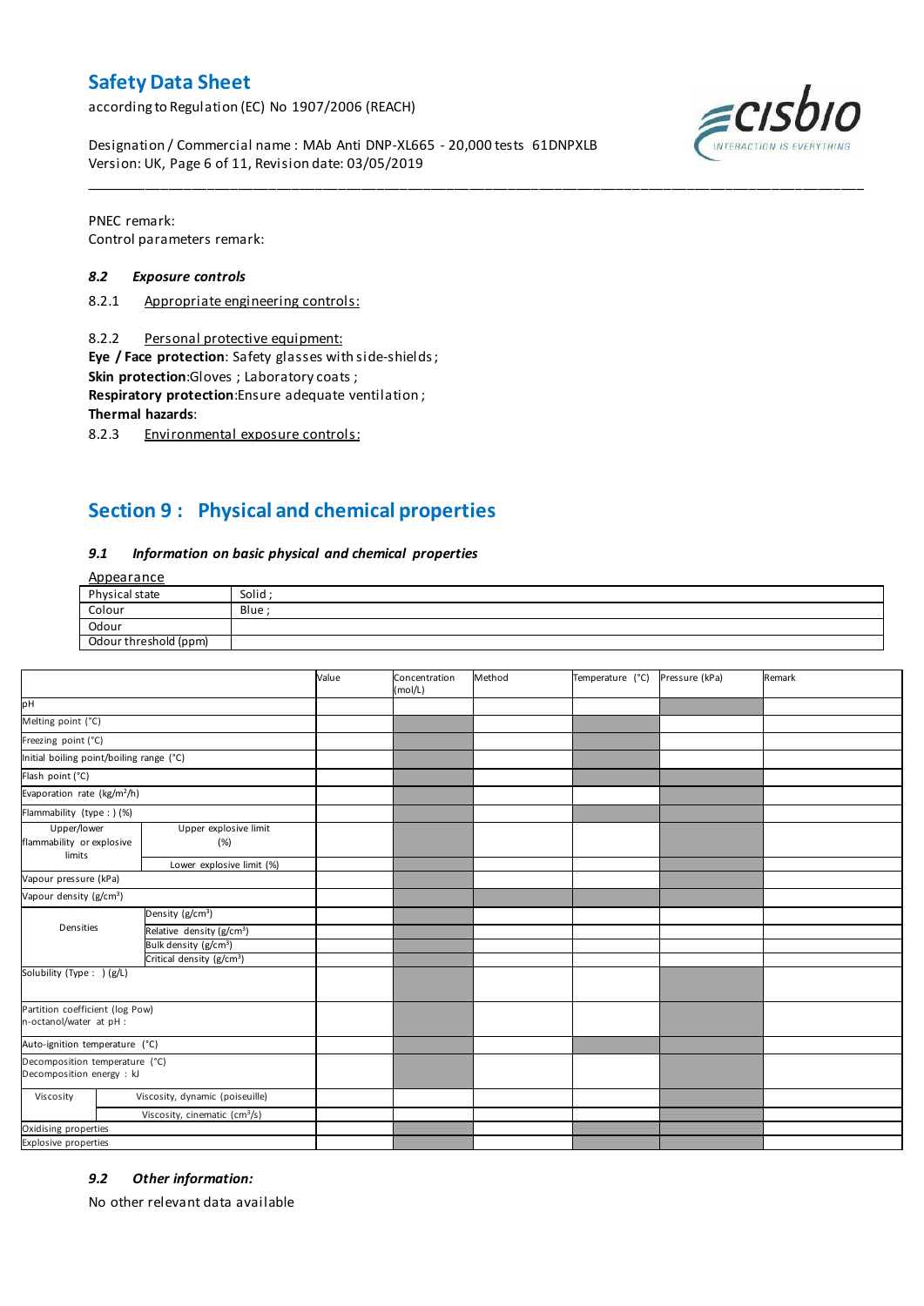PNEC remark:
Control parameters remark:

### *8.2 Exposure controls*

8.2.1 Appropriate engineering controls:

8.2.2 Personal protective equipment:
**Eye / Face protection**: Safety glasses with side-shields ;
**Skin protection**:Gloves ; Laboratory coats ;
**Respiratory protection**:Ensure adequate ventilation ;
**Thermal hazards**:

8.2.3 Environmental exposure controls:

## Section 9 : Physical and chemical properties

### *9.1 Information on basic physical and chemical properties*

Appearance

| Physical state | Solid ; |
|---|---|
| Colour | Blue ; |
| Odour | |
| Odour threshold (ppm) | |

| | | Value | Concentration (mol/L) | Method | Temperature (°C) | Pressure (kPa) | Remark |
|---|---|---|---|---|---|---|---|
| pH | | | | | | | |
| Melting point (°C) | | | | | | | |
| Freezing point (°C) | | | | | | | |
| Initial boiling point/boiling range (°C) | | | | | | | |
| Flash point (°C) | | | | | | | |
| Evaporation rate (kg/m²/h) | | | | | | | |
| Flammability (type : ) (%) | | | | | | | |
| Upper/lower flammability or explosive limits | Upper explosive limit (%) | | | | | | |
| | Lower explosive limit (%) | | | | | | |
| Vapour pressure (kPa) | | | | | | | |
| Vapour density (g/cm³) | | | | | | | |
| Densities | Density (g/cm³) | | | | | | |
| | Relative density (g/cm³) | | | | | | |
| | Bulk density (g/cm³) | | | | | | |
| | Critical density (g/cm³) | | | | | | |
| Solubility (Type : ) (g/L) | | | | | | | |
| Partition coefficient (log Pow) n-octanol/water at pH : | | | | | | | |
| Auto-ignition temperature (°C) | | | | | | | |
| Decomposition temperature (°C) Decomposition energy : kJ | | | | | | | |
| Viscosity | Viscosity, dynamic (poiseuille) | | | | | | |
| | Viscosity, cinematic (cm³/s) | | | | | | |
| Oxidising properties | | | | | | | |
| Explosive properties | | | | | | | |

### *9.2 Other information:*

No other relevant data available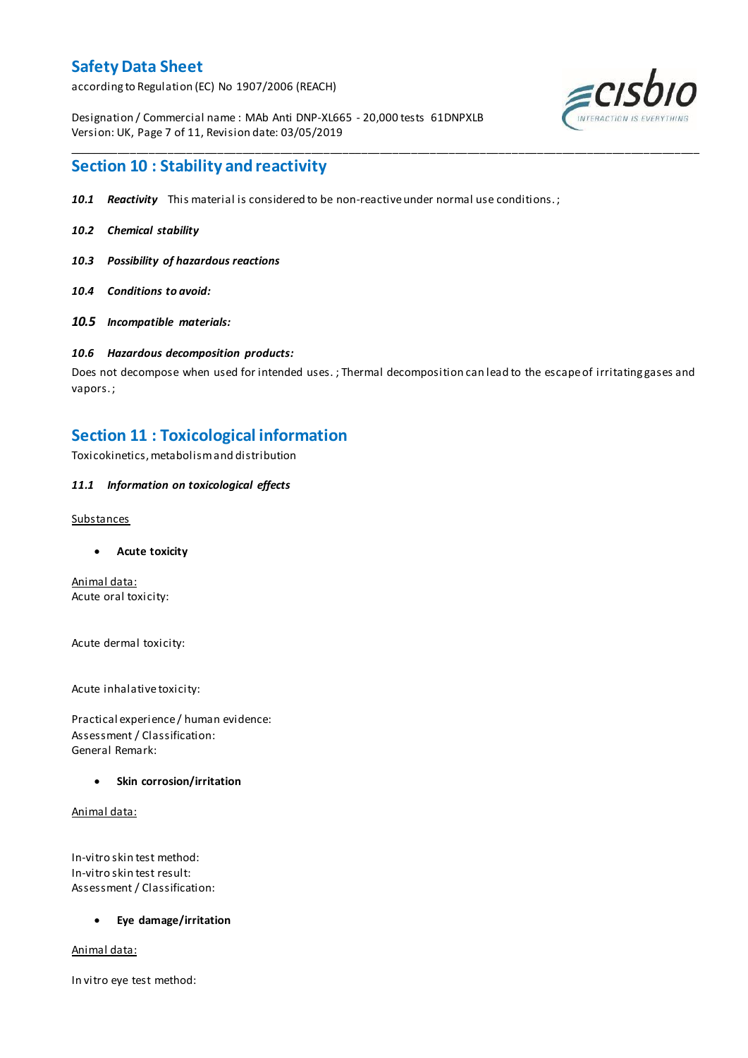## Section 10 : Stability and reactivity

***10.1 Reactivity*** This material is considered to be non-reactive under normal use conditions. ;

***10.2 Chemical stability***

***10.3 Possibility of hazardous reactions***

***10.4 Conditions to avoid:***

***10.5 Incompatible materials:***

***10.6 Hazardous decomposition products:***

Does not decompose when used for intended uses. ; Thermal decomposition can lead to the escape of irritating gases and vapors. ;

## Section 11 : Toxicological information

Toxicokinetics, metabolism and distribution

***11.1 Information on toxicological effects***

Substances

- **Acute toxicity**

Animal data:
Acute oral toxicity:

Acute dermal toxicity:

Acute inhalative toxicity:

Practical experience / human evidence:
Assessment / Classification:
General Remark:

- **Skin corrosion/irritation**

Animal data:

In-vitro skin test method:
In-vitro skin test result:
Assessment / Classification:

- **Eye damage/irritation**

Animal data:

In vitro eye test method: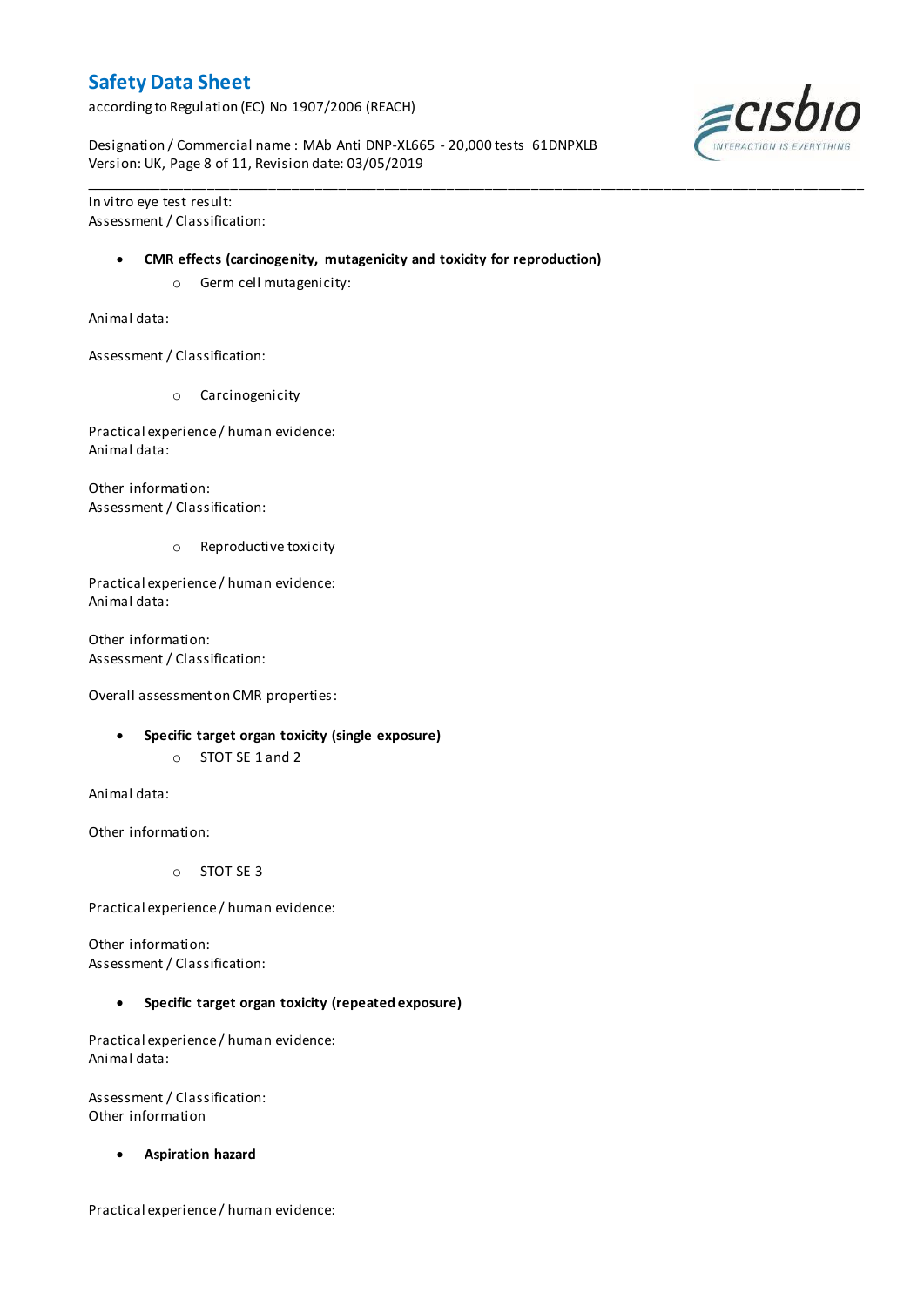In vitro eye test result:
Assessment / Classification:

- **CMR effects (carcinogenity, mutagenicity and toxicity for reproduction)**
  - Germ cell mutagenicity:

Animal data:

Assessment / Classification:

  - Carcinogenicity

Practical experience / human evidence:
Animal data:

Other information:
Assessment / Classification:

  - Reproductive toxicity

Practical experience / human evidence:
Animal data:

Other information:
Assessment / Classification:

Overall assessment on CMR properties:

- **Specific target organ toxicity (single exposure)**
  - STOT SE 1 and 2

Animal data:

Other information:

  - STOT SE 3

Practical experience / human evidence:

Other information:
Assessment / Classification:

- **Specific target organ toxicity (repeated exposure)**

Practical experience / human evidence:
Animal data:

Assessment / Classification:
Other information

- **Aspiration hazard**

Practical experience / human evidence: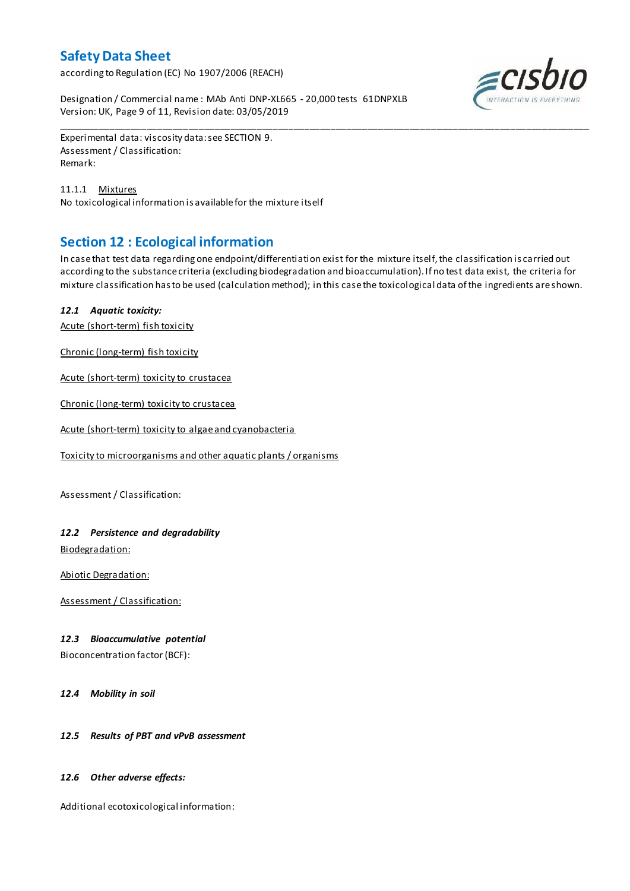Experimental data: viscosity data: see SECTION 9.
Assessment / Classification:
Remark:

11.1.1 Mixtures
No toxicological information is available for the mixture itself

## Section 12 : Ecological information

In case that test data regarding one endpoint/differentiation exist for the mixture itself, the classification is carried out according to the substance criteria (excluding biodegradation and bioaccumulation). If no test data exist, the criteria for mixture classification has to be used (calculation method); in this case the toxicological data of the ingredients are shown.

### *12.1 Aquatic toxicity:*

Acute (short-term) fish toxicity

Chronic (long-term) fish toxicity

Acute (short-term) toxicity to crustacea

Chronic (long-term) toxicity to crustacea

Acute (short-term) toxicity to algae and cyanobacteria

Toxicity to microorganisms and other aquatic plants / organisms

Assessment / Classification:

### *12.2 Persistence and degradability*

Biodegradation:

Abiotic Degradation:

Assessment / Classification:

### *12.3 Bioaccumulative potential*

Bioconcentration factor (BCF):

### *12.4 Mobility in soil*

### *12.5 Results of PBT and vPvB assessment*

### *12.6 Other adverse effects:*

Additional ecotoxicological information: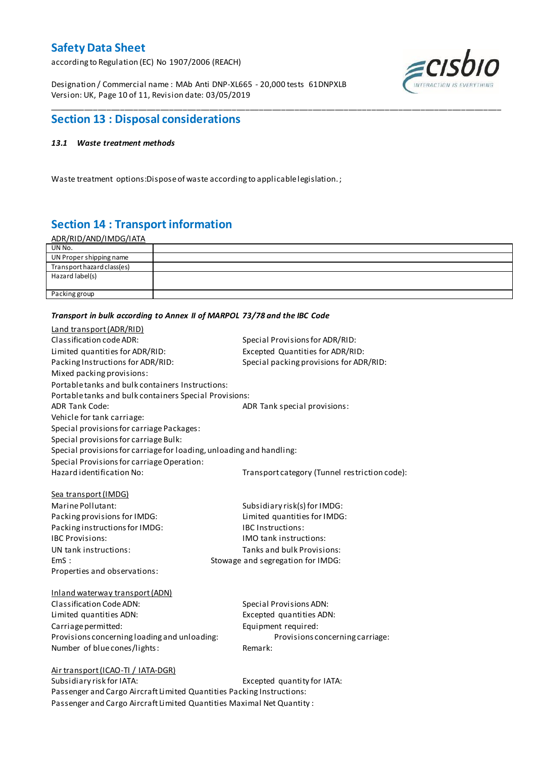## Section 13 : Disposal considerations

### *13.1 Waste treatment methods*

Waste treatment options:Dispose of waste according to applicable legislation. ;

## Section 14 : Transport information

ADR/RID/AND/IMDG/IATA

| UN No. | |
|---|---|
| UN Proper shipping name | |
| Transport hazard class(es) | |
| Hazard label(s) | |
| Packing group | |

***Transport in bulk according to Annex II of MARPOL 73/78 and the IBC Code***

Land transport (ADR/RID)

Classification code ADR:
Special Provisions for ADR/RID:
Limited quantities for ADR/RID:
Excepted Quantities for ADR/RID:
Packing Instructions for ADR/RID:
Special packing provisions for ADR/RID:
Mixed packing provisions:
Portable tanks and bulk containers Instructions:
Portable tanks and bulk containers Special Provisions:
ADR Tank Code:
ADR Tank special provisions:
Vehicle for tank carriage:
Special provisions for carriage Packages:
Special provisions for carriage Bulk:
Special provisions for carriage for loading, unloading and handling:
Special Provisions for carriage Operation:
Hazard identification No:
Transport category (Tunnel restriction code):

Sea transport (IMDG)

Marine Pollutant:
Subsidiary risk(s) for IMDG:
Packing provisions for IMDG:
Limited quantities for IMDG:
Packing instructions for IMDG:
IBC Instructions:
IBC Provisions:
IMO tank instructions:
UN tank instructions:
Tanks and bulk Provisions:
EmS :
Stowage and segregation for IMDG:
Properties and observations:

Inland waterway transport (ADN)

Classification Code ADN:
Special Provisions ADN:
Limited quantities ADN:
Excepted quantities ADN:
Carriage permitted:
Equipment required:
Provisions concerning loading and unloading:
Provisions concerning carriage:
Number of blue cones/lights:
Remark:

Air transport (ICAO-TI / IATA-DGR)

Subsidiary risk for IATA:
Excepted quantity for IATA:
Passenger and Cargo Aircraft Limited Quantities Packing Instructions:
Passenger and Cargo Aircraft Limited Quantities Maximal Net Quantity :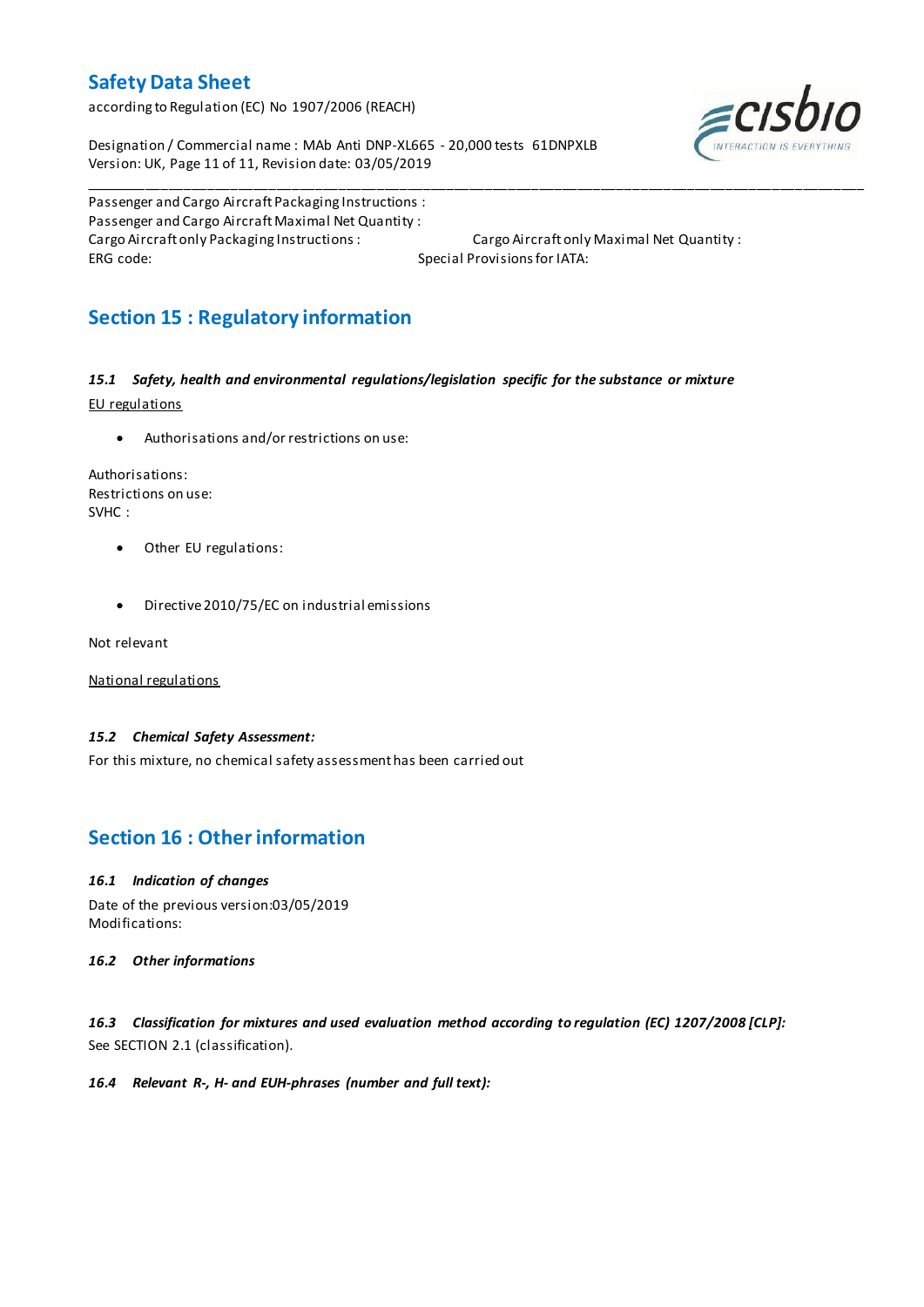Passenger and Cargo Aircraft Packaging Instructions :
Passenger and Cargo Aircraft Maximal Net Quantity :
Cargo Aircraft only Packaging Instructions : Cargo Aircraft only Maximal Net Quantity :
ERG code: Special Provisions for IATA:

## Section 15 : Regulatory information

### *15.1 Safety, health and environmental regulations/legislation specific for the substance or mixture*

EU regulations

- Authorisations and/or restrictions on use:

Authorisations:
Restrictions on use:
SVHC :

- Other EU regulations:

- Directive 2010/75/EC on industrial emissions

Not relevant

National regulations

### *15.2 Chemical Safety Assessment:*

For this mixture, no chemical safety assessment has been carried out

## Section 16 : Other information

### *16.1 Indication of changes*

Date of the previous version:03/05/2019
Modifications:

### *16.2 Other informations*

### *16.3 Classification for mixtures and used evaluation method according to regulation (EC) 1207/2008 [CLP]:*

See SECTION 2.1 (classification).

### *16.4 Relevant R-, H- and EUH-phrases (number and full text):*